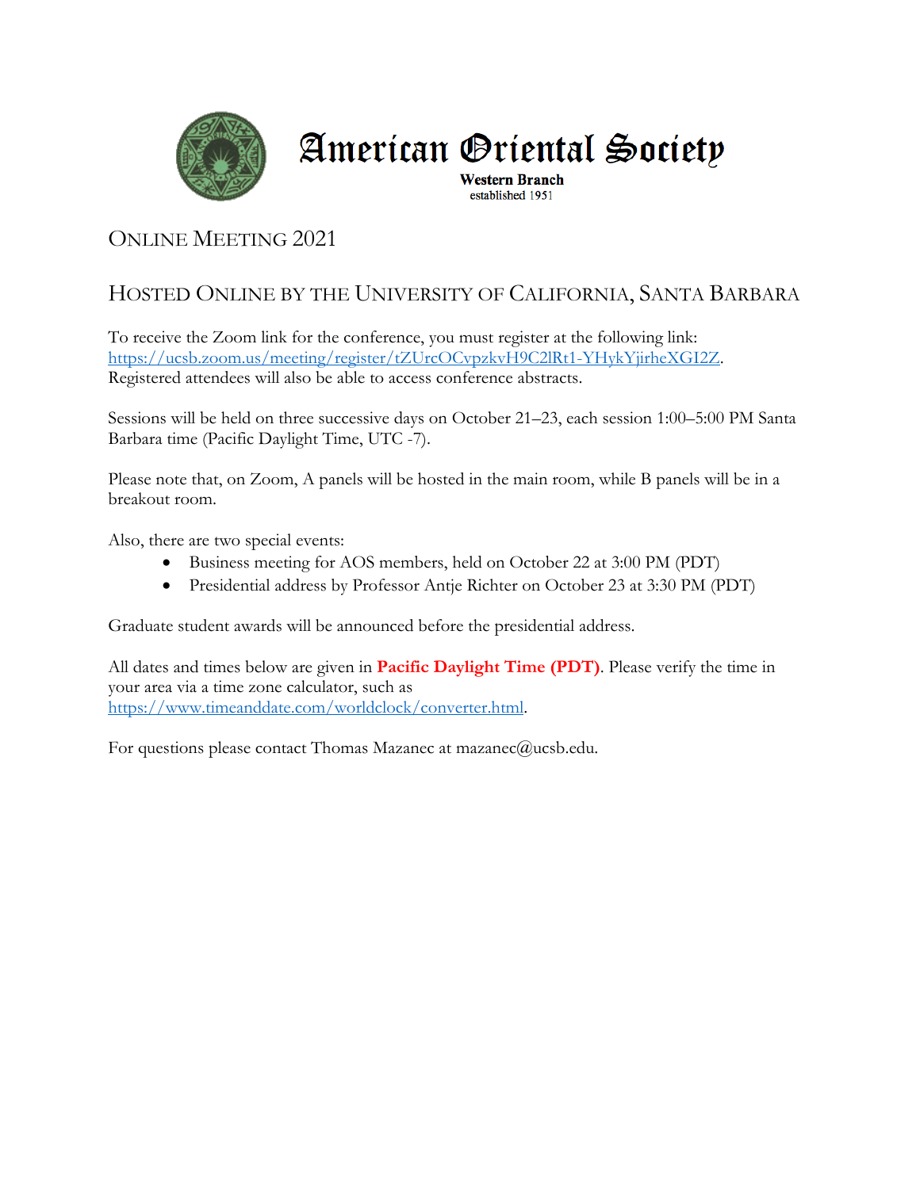# American Oriental Society

**Western Branch**
established 1951

## Online Meeting 2021

## Hosted Online by the University of California, Santa Barbara

To receive the Zoom link for the conference, you must register at the following link: [https://ucsb.zoom.us/meeting/register/tZUrcOCvpzkvH9C2lRt1-YHykYjirheXGI2Z](https://ucsb.zoom.us/meeting/register/tZUrcOCvpzkvH9C2lRt1-YHykYjirheXGI2Z). Registered attendees will also be able to access conference abstracts.

Sessions will be held on three successive days on October 21–23, each session 1:00–5:00 PM Santa Barbara time (Pacific Daylight Time, UTC -7).

Please note that, on Zoom, A panels will be hosted in the main room, while B panels will be in a breakout room.

Also, there are two special events:

- Business meeting for AOS members, held on October 22 at 3:00 PM (PDT)
- Presidential address by Professor Antje Richter on October 23 at 3:30 PM (PDT)

Graduate student awards will be announced before the presidential address.

All dates and times below are given in **Pacific Daylight Time (PDT)**. Please verify the time in your area via a time zone calculator, such as [https://www.timeanddate.com/worldclock/converter.html](https://www.timeanddate.com/worldclock/converter.html).

For questions please contact Thomas Mazanec at mazanec@ucsb.edu.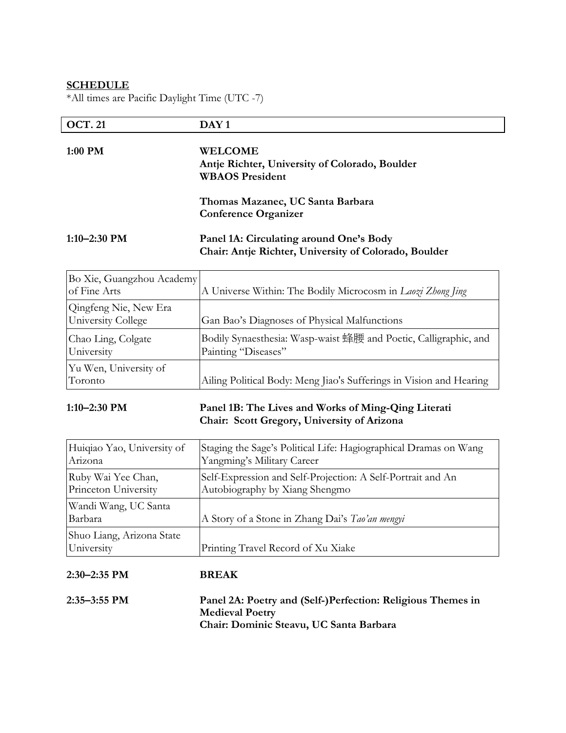**SCHEDULE**

*All times are Pacific Daylight Time (UTC -7)

| **OCT. 21** | **DAY 1** |
|---|---|

**1:00 PM** — **WELCOME**
**Antje Richter, University of Colorado, Boulder**
**WBAOS President**

**Thomas Mazanec, UC Santa Barbara**
**Conference Organizer**

**1:10–2:30 PM** — **Panel 1A: Circulating around One's Body**
**Chair: Antje Richter, University of Colorado, Boulder**

| | |
|---|---|
| Bo Xie, Guangzhou Academy of Fine Arts | A Universe Within: The Bodily Microcosm in *Laozi Zhong Jing* |
| Qingfeng Nie, New Era University College | Gan Bao's Diagnoses of Physical Malfunctions |
| Chao Ling, Colgate University | Bodily Synaesthesia: Wasp-waist 蜂腰 and Poetic, Calligraphic, and Painting "Diseases" |
| Yu Wen, University of Toronto | Ailing Political Body: Meng Jiao's Sufferings in Vision and Hearing |

**1:10–2:30 PM** — **Panel 1B: The Lives and Works of Ming-Qing Literati**
**Chair: Scott Gregory, University of Arizona**

| | |
|---|---|
| Huiqiao Yao, University of Arizona | Staging the Sage's Political Life: Hagiographical Dramas on Wang Yangming's Military Career |
| Ruby Wai Yee Chan, Princeton University | Self-Expression and Self-Projection: A Self-Portrait and An Autobiography by Xiang Shengmo |
| Wandi Wang, UC Santa Barbara | A Story of a Stone in Zhang Dai's *Tao'an mengyi* |
| Shuo Liang, Arizona State University | Printing Travel Record of Xu Xiake |

**2:30–2:35 PM** — **BREAK**

**2:35–3:55 PM** — **Panel 2A: Poetry and (Self-)Perfection: Religious Themes in Medieval Poetry**
**Chair: Dominic Steavu, UC Santa Barbara**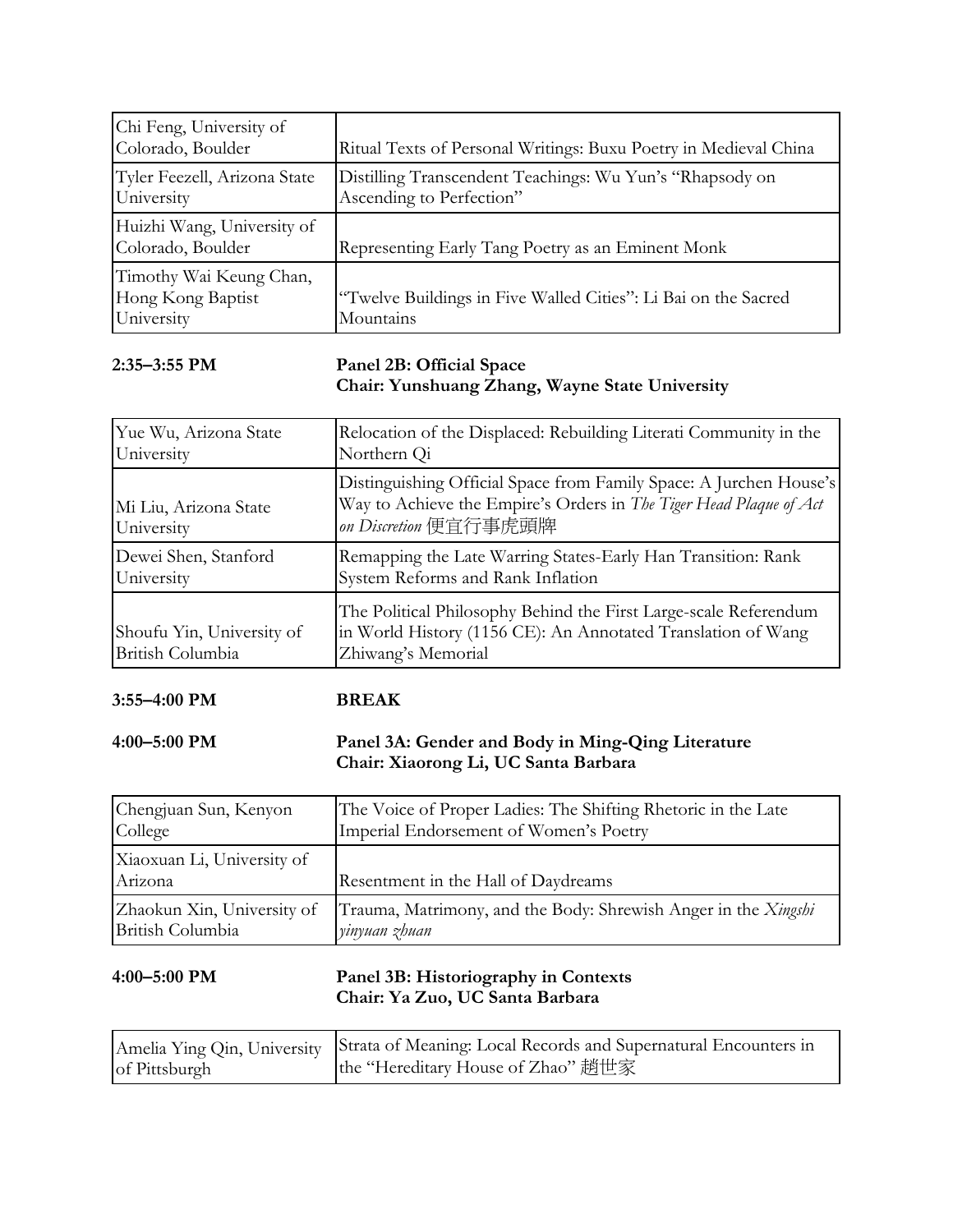| | |
|---|---|
| Chi Feng, University of Colorado, Boulder | Ritual Texts of Personal Writings: Buxu Poetry in Medieval China |
| Tyler Feezell, Arizona State University | Distilling Transcendent Teachings: Wu Yun's "Rhapsody on Ascending to Perfection" |
| Huizhi Wang, University of Colorado, Boulder | Representing Early Tang Poetry as an Eminent Monk |
| Timothy Wai Keung Chan, Hong Kong Baptist University | "Twelve Buildings in Five Walled Cities": Li Bai on the Sacred Mountains |

**2:35–3:55 PM** **Panel 2B: Official Space**
**Chair: Yunshuang Zhang, Wayne State University**

| | |
|---|---|
| Yue Wu, Arizona State University | Relocation of the Displaced: Rebuilding Literati Community in the Northern Qi |
| Mi Liu, Arizona State University | Distinguishing Official Space from Family Space: A Jurchen House's Way to Achieve the Empire's Orders in *The Tiger Head Plaque of Act on Discretion* 便宜行事虎頭牌 |
| Dewei Shen, Stanford University | Remapping the Late Warring States-Early Han Transition: Rank System Reforms and Rank Inflation |
| Shoufu Yin, University of British Columbia | The Political Philosophy Behind the First Large-scale Referendum in World History (1156 CE): An Annotated Translation of Wang Zhiwang's Memorial |

**3:55–4:00 PM** **BREAK**

**4:00–5:00 PM** **Panel 3A: Gender and Body in Ming-Qing Literature**
**Chair: Xiaorong Li, UC Santa Barbara**

| | |
|---|---|
| Chengjuan Sun, Kenyon College | The Voice of Proper Ladies: The Shifting Rhetoric in the Late Imperial Endorsement of Women's Poetry |
| Xiaoxuan Li, University of Arizona | Resentment in the Hall of Daydreams |
| Zhaokun Xin, University of British Columbia | Trauma, Matrimony, and the Body: Shrewish Anger in the *Xingshi yinyuan zhuan* |

**4:00–5:00 PM** **Panel 3B: Historiography in Contexts**
**Chair: Ya Zuo, UC Santa Barbara**

| | |
|---|---|
| Amelia Ying Qin, University of Pittsburgh | Strata of Meaning: Local Records and Supernatural Encounters in the "Hereditary House of Zhao" 趙世家 |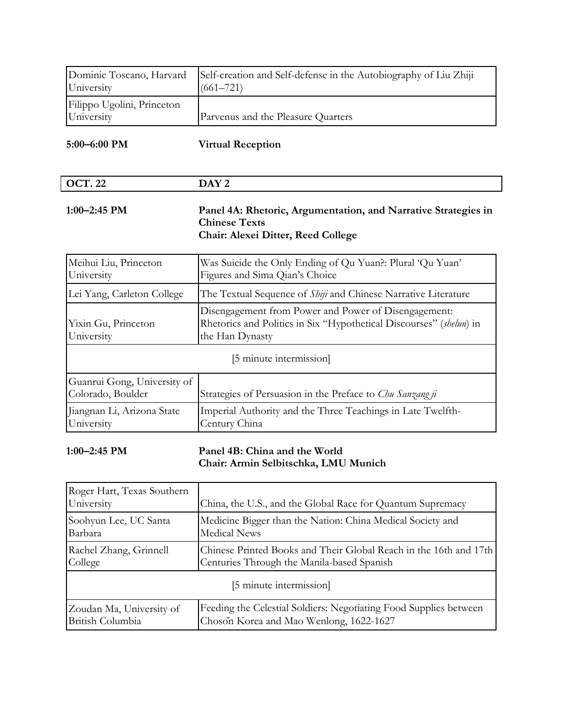| | |
|---|---|
| Dominic Toscano, Harvard University | Self-creation and Self-defense in the Autobiography of Liu Zhiji (661–721) |
| Filippo Ugolini, Princeton University | Parvenus and the Pleasure Quarters |

**5:00–6:00 PM** **Virtual Reception**

| **OCT. 22** | **DAY 2** |
|---|---|

**1:00–2:45 PM** **Panel 4A: Rhetoric, Argumentation, and Narrative Strategies in Chinese Texts**
**Chair: Alexei Ditter, Reed College**

| | |
|---|---|
| Meihui Liu, Princeton University | Was Suicide the Only Ending of Qu Yuan?: Plural 'Qu Yuan' Figures and Sima Qian's Choice |
| Lei Yang, Carleton College | The Textual Sequence of *Shiji* and Chinese Narrative Literature |
| Yixin Gu, Princeton University | Disengagement from Power and Power of Disengagement: Rhetorics and Politics in Six "Hypothetical Discourses" (*shelun*) in the Han Dynasty |
| [5 minute intermission] | |
| Guanrui Gong, University of Colorado, Boulder | Strategies of Persuasion in the Preface to *Chu Sanzang ji* |
| Jiangnan Li, Arizona State University | Imperial Authority and the Three Teachings in Late Twelfth-Century China |

**1:00–2:45 PM** **Panel 4B: China and the World**
**Chair: Armin Selbitschka, LMU Munich**

| | |
|---|---|
| Roger Hart, Texas Southern University | China, the U.S., and the Global Race for Quantum Supremacy |
| Soohyun Lee, UC Santa Barbara | Medicine Bigger than the Nation: China Medical Society and Medical News |
| Rachel Zhang, Grinnell College | Chinese Printed Books and Their Global Reach in the 16th and 17th Centuries Through the Manila-based Spanish |
| [5 minute intermission] | |
| Zoudan Ma, University of British Columbia | Feeding the Celestial Soldiers: Negotiating Food Supplies between Chosŏn Korea and Mao Wenlong, 1622-1627 |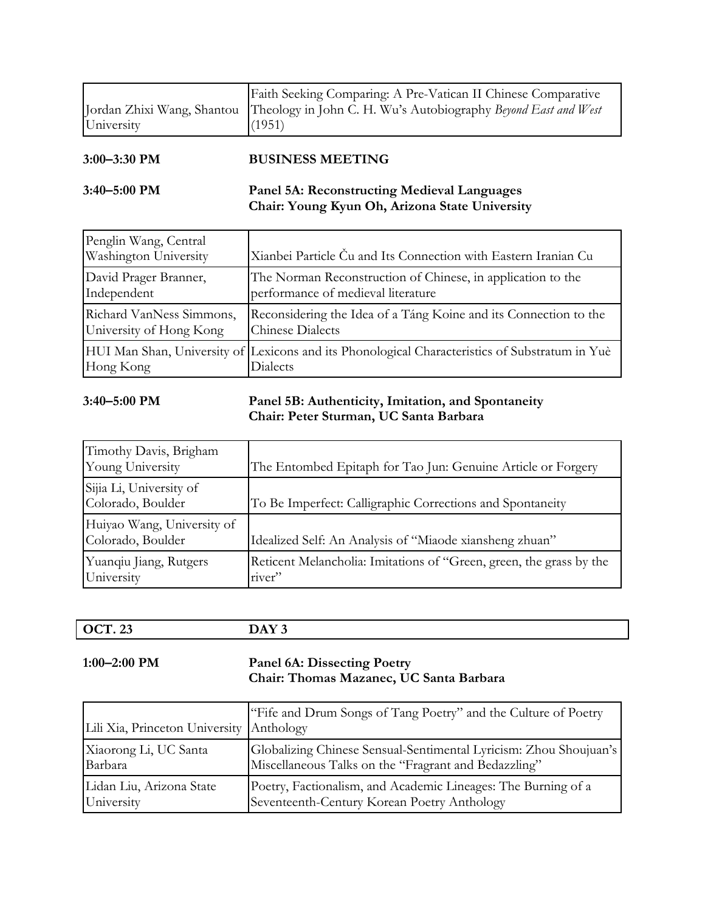| | |
|---|---|
| Jordan Zhixi Wang, Shantou University | Faith Seeking Comparing: A Pre-Vatican II Chinese Comparative Theology in John C. H. Wu's Autobiography *Beyond East and West* (1951) |

**3:00–3:30 PM** **BUSINESS MEETING**

**3:40–5:00 PM** **Panel 5A: Reconstructing Medieval Languages**
**Chair: Young Kyun Oh, Arizona State University**

| | |
|---|---|
| Penglin Wang, Central Washington University | Xianbei Particle Ču and Its Connection with Eastern Iranian Cu |
| David Prager Branner, Independent | The Norman Reconstruction of Chinese, in application to the performance of medieval literature |
| Richard VanNess Simmons, University of Hong Kong | Reconsidering the Idea of a Táng Koine and its Connection to the Chinese Dialects |
| HUI Man Shan, University of Hong Kong | Lexicons and its Phonological Characteristics of Substratum in Yuè Dialects |

**3:40–5:00 PM** **Panel 5B: Authenticity, Imitation, and Spontaneity**
**Chair: Peter Sturman, UC Santa Barbara**

| | |
|---|---|
| Timothy Davis, Brigham Young University | The Entombed Epitaph for Tao Jun: Genuine Article or Forgery |
| Sijia Li, University of Colorado, Boulder | To Be Imperfect: Calligraphic Corrections and Spontaneity |
| Huiyao Wang, University of Colorado, Boulder | Idealized Self: An Analysis of "Miaode xiansheng zhuan" |
| Yuanqiu Jiang, Rutgers University | Reticent Melancholia: Imitations of "Green, green, the grass by the river" |

| **OCT. 23** | **DAY 3** |
|---|---|

**1:00–2:00 PM** **Panel 6A: Dissecting Poetry**
**Chair: Thomas Mazanec, UC Santa Barbara**

| | |
|---|---|
| Lili Xia, Princeton University | "Fife and Drum Songs of Tang Poetry" and the Culture of Poetry Anthology |
| Xiaorong Li, UC Santa Barbara | Globalizing Chinese Sensual-Sentimental Lyricism: Zhou Shoujuan's Miscellaneous Talks on the "Fragrant and Bedazzling" |
| Lidan Liu, Arizona State University | Poetry, Factionalism, and Academic Lineages: The Burning of a Seventeenth-Century Korean Poetry Anthology |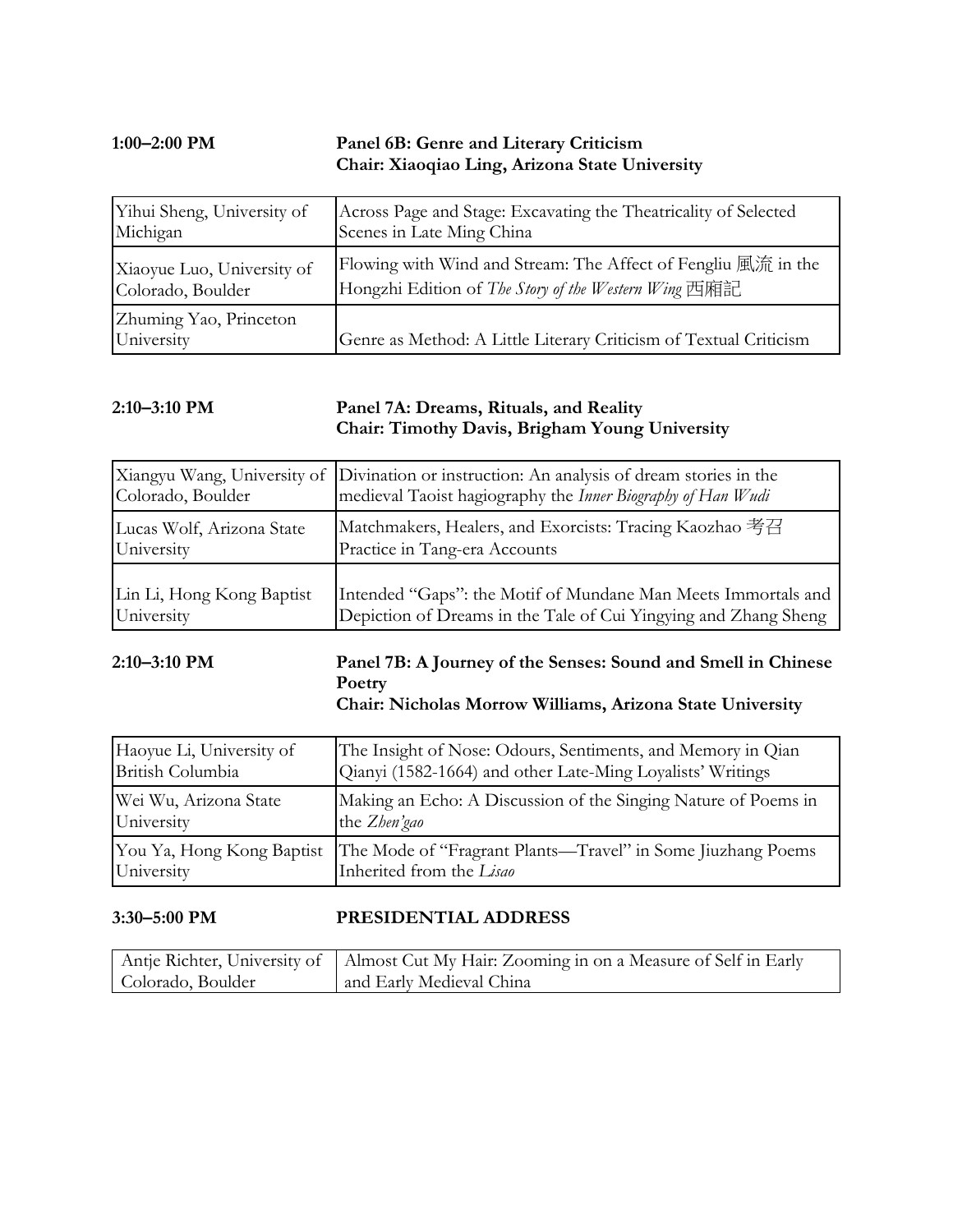**1:00–2:00 PM** **Panel 6B: Genre and Literary Criticism**
**Chair: Xiaoqiao Ling, Arizona State University**

| | |
|---|---|
| Yihui Sheng, University of Michigan | Across Page and Stage: Excavating the Theatricality of Selected Scenes in Late Ming China |
| Xiaoyue Luo, University of Colorado, Boulder | Flowing with Wind and Stream: The Affect of Fengliu 風流 in the Hongzhi Edition of *The Story of the Western Wing* 西廂記 |
| Zhuming Yao, Princeton University | Genre as Method: A Little Literary Criticism of Textual Criticism |

**2:10–3:10 PM** **Panel 7A: Dreams, Rituals, and Reality**
**Chair: Timothy Davis, Brigham Young University**

| | |
|---|---|
| Xiangyu Wang, University of Colorado, Boulder | Divination or instruction: An analysis of dream stories in the medieval Taoist hagiography the *Inner Biography of Han Wudi* |
| Lucas Wolf, Arizona State University | Matchmakers, Healers, and Exorcists: Tracing Kaozhao 考召 Practice in Tang-era Accounts |
| Lin Li, Hong Kong Baptist University | Intended "Gaps": the Motif of Mundane Man Meets Immortals and Depiction of Dreams in the Tale of Cui Yingying and Zhang Sheng |

**2:10–3:10 PM** **Panel 7B: A Journey of the Senses: Sound and Smell in Chinese Poetry**
**Chair: Nicholas Morrow Williams, Arizona State University**

| | |
|---|---|
| Haoyue Li, University of British Columbia | The Insight of Nose: Odours, Sentiments, and Memory in Qian Qianyi (1582-1664) and other Late-Ming Loyalists' Writings |
| Wei Wu, Arizona State University | Making an Echo: A Discussion of the Singing Nature of Poems in the *Zhen'gao* |
| You Ya, Hong Kong Baptist University | The Mode of "Fragrant Plants—Travel" in Some Jiuzhang Poems Inherited from the *Lisao* |

**3:30–5:00 PM** **PRESIDENTIAL ADDRESS**

| | |
|---|---|
| Antje Richter, University of Colorado, Boulder | Almost Cut My Hair: Zooming in on a Measure of Self in Early and Early Medieval China |